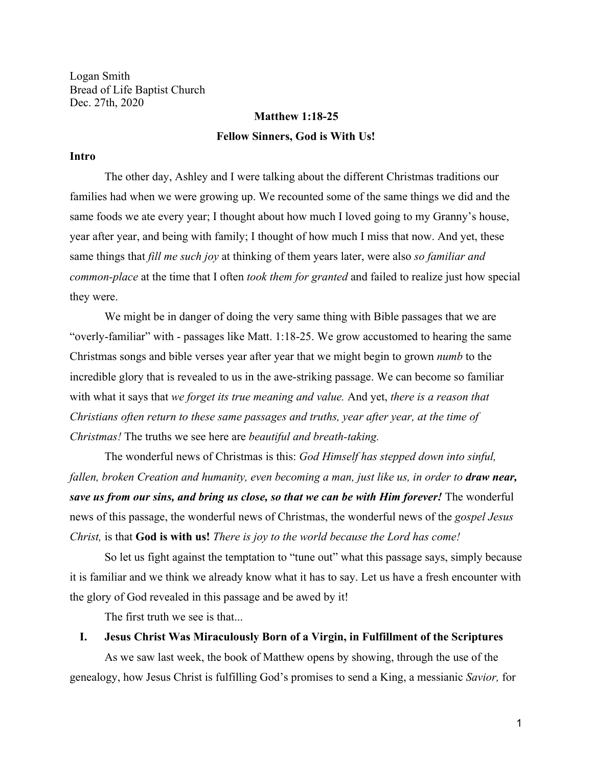Logan Smith
Bread of Life Baptist Church
Dec. 27th, 2020

**Matthew 1:18-25**

**Fellow Sinners, God is With Us!**

**Intro**

The other day, Ashley and I were talking about the different Christmas traditions our families had when we were growing up. We recounted some of the same things we did and the same foods we ate every year; I thought about how much I loved going to my Granny's house, year after year, and being with family; I thought of how much I miss that now. And yet, these same things that *fill me such joy* at thinking of them years later, were also *so familiar and common-place* at the time that I often *took them for granted* and failed to realize just how special they were.

We might be in danger of doing the very same thing with Bible passages that we are "overly-familiar" with - passages like Matt. 1:18-25. We grow accustomed to hearing the same Christmas songs and bible verses year after year that we might begin to grown *numb* to the incredible glory that is revealed to us in the awe-striking passage. We can become so familiar with what it says that *we forget its true meaning and value.* And yet, *there is a reason that Christians often return to these same passages and truths, year after year, at the time of Christmas!* The truths we see here are *beautiful and breath-taking.*

The wonderful news of Christmas is this: *God Himself has stepped down into sinful, fallen, broken Creation and humanity, even becoming a man, just like us, in order to* ***draw near, save us from our sins, and bring us close, so that we can be with Him forever!*** The wonderful news of this passage, the wonderful news of Christmas, the wonderful news of the *gospel Jesus Christ,* is that **God is with us!** *There is joy to the world because the Lord has come!*

So let us fight against the temptation to "tune out" what this passage says, simply because it is familiar and we think we already know what it has to say. Let us have a fresh encounter with the glory of God revealed in this passage and be awed by it!

The first truth we see is that...

**I. Jesus Christ Was Miraculously Born of a Virgin, in Fulfillment of the Scriptures**

As we saw last week, the book of Matthew opens by showing, through the use of the genealogy, how Jesus Christ is fulfilling God's promises to send a King, a messianic *Savior,* for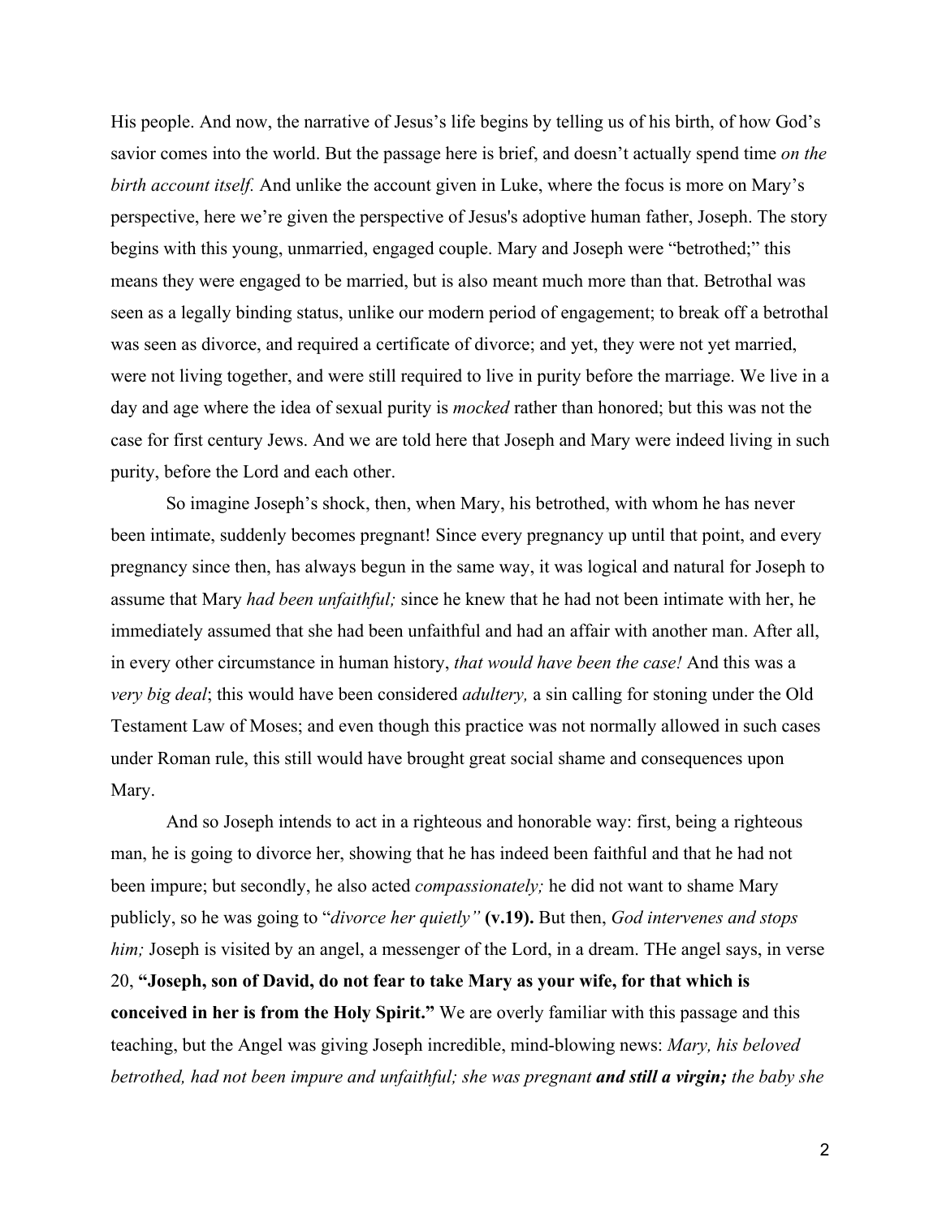His people. And now, the narrative of Jesus's life begins by telling us of his birth, of how God's savior comes into the world. But the passage here is brief, and doesn't actually spend time *on the birth account itself.* And unlike the account given in Luke, where the focus is more on Mary's perspective, here we're given the perspective of Jesus's adoptive human father, Joseph. The story begins with this young, unmarried, engaged couple. Mary and Joseph were "betrothed;" this means they were engaged to be married, but is also meant much more than that. Betrothal was seen as a legally binding status, unlike our modern period of engagement; to break off a betrothal was seen as divorce, and required a certificate of divorce; and yet, they were not yet married, were not living together, and were still required to live in purity before the marriage. We live in a day and age where the idea of sexual purity is *mocked* rather than honored; but this was not the case for first century Jews. And we are told here that Joseph and Mary were indeed living in such purity, before the Lord and each other.

So imagine Joseph's shock, then, when Mary, his betrothed, with whom he has never been intimate, suddenly becomes pregnant! Since every pregnancy up until that point, and every pregnancy since then, has always begun in the same way, it was logical and natural for Joseph to assume that Mary *had been unfaithful;* since he knew that he had not been intimate with her, he immediately assumed that she had been unfaithful and had an affair with another man. After all, in every other circumstance in human history, *that would have been the case!* And this was a *very big deal*; this would have been considered *adultery,* a sin calling for stoning under the Old Testament Law of Moses; and even though this practice was not normally allowed in such cases under Roman rule, this still would have brought great social shame and consequences upon Mary.

And so Joseph intends to act in a righteous and honorable way: first, being a righteous man, he is going to divorce her, showing that he has indeed been faithful and that he had not been impure; but secondly, he also acted *compassionately;* he did not want to shame Mary publicly, so he was going to "*divorce her quietly"* **(v.19).** But then, *God intervenes and stops him;* Joseph is visited by an angel, a messenger of the Lord, in a dream. THe angel says, in verse 20, **"Joseph, son of David, do not fear to take Mary as your wife, for that which is conceived in her is from the Holy Spirit."** We are overly familiar with this passage and this teaching, but the Angel was giving Joseph incredible, mind-blowing news: *Mary, his beloved betrothed, had not been impure and unfaithful; she was pregnant* ***and still a virgin;*** *the baby she*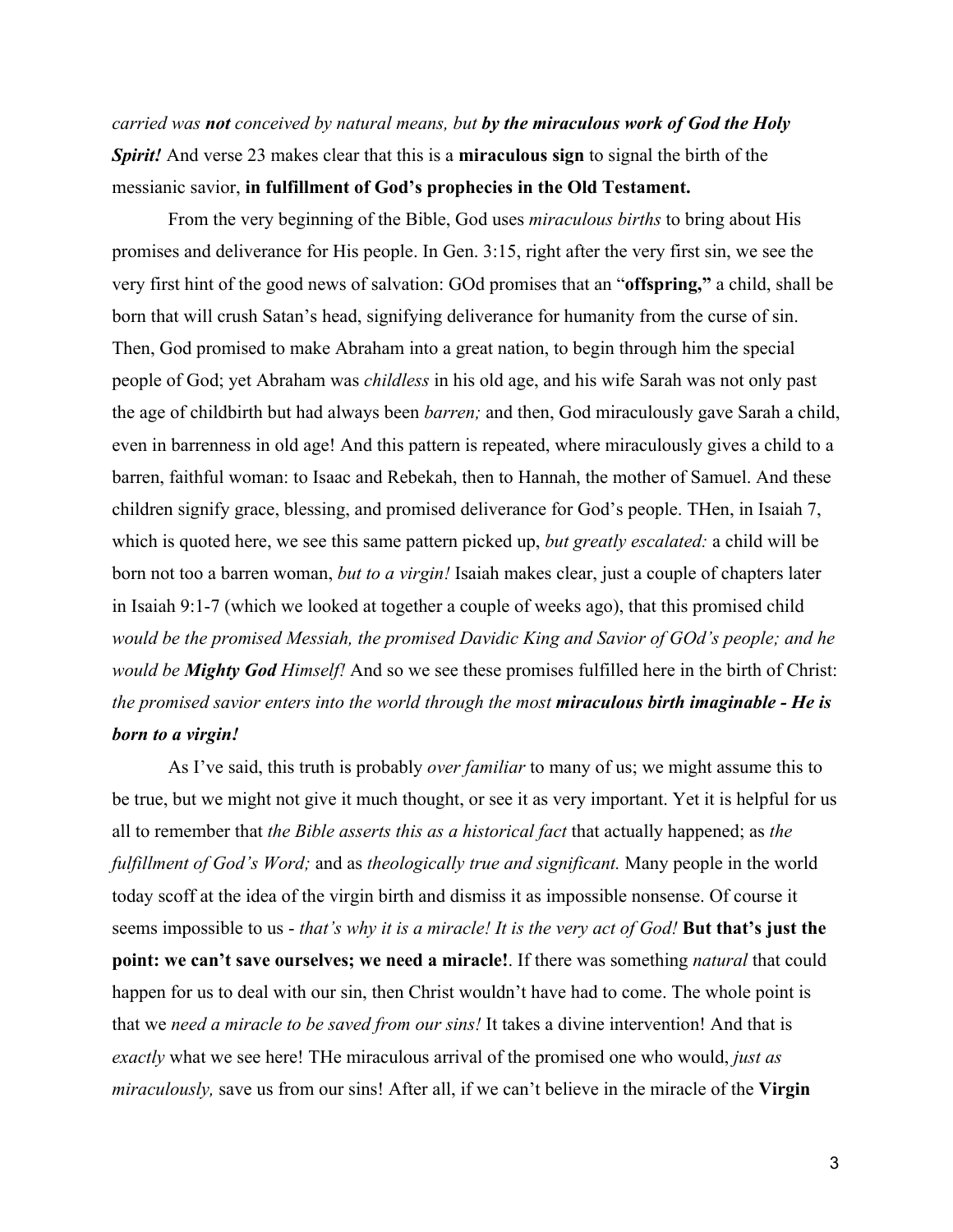*carried was **not** conceived by natural means, but **by the miraculous work of God the Holy Spirit!*** And verse 23 makes clear that this is a **miraculous sign** to signal the birth of the messianic savior, **in fulfillment of God's prophecies in the Old Testament.**

From the very beginning of the Bible, God uses *miraculous births* to bring about His promises and deliverance for His people. In Gen. 3:15, right after the very first sin, we see the very first hint of the good news of salvation: GOd promises that an "**offspring,"** a child, shall be born that will crush Satan's head, signifying deliverance for humanity from the curse of sin. Then, God promised to make Abraham into a great nation, to begin through him the special people of God; yet Abraham was *childless* in his old age, and his wife Sarah was not only past the age of childbirth but had always been *barren;* and then, God miraculously gave Sarah a child, even in barrenness in old age! And this pattern is repeated, where miraculously gives a child to a barren, faithful woman: to Isaac and Rebekah, then to Hannah, the mother of Samuel. And these children signify grace, blessing, and promised deliverance for God's people. THen, in Isaiah 7, which is quoted here, we see this same pattern picked up, *but greatly escalated:* a child will be born not too a barren woman, *but to a virgin!* Isaiah makes clear, just a couple of chapters later in Isaiah 9:1-7 (which we looked at together a couple of weeks ago), that this promised child *would be the promised Messiah, the promised Davidic King and Savior of GOd's people; and he would be **Mighty God** Himself!* And so we see these promises fulfilled here in the birth of Christ: *the promised savior enters into the world through the most **miraculous birth imaginable - He is born to a virgin!***

As I've said, this truth is probably *over familiar* to many of us; we might assume this to be true, but we might not give it much thought, or see it as very important. Yet it is helpful for us all to remember that *the Bible asserts this as a historical fact* that actually happened; as *the fulfillment of God's Word;* and as *theologically true and significant.* Many people in the world today scoff at the idea of the virgin birth and dismiss it as impossible nonsense. Of course it seems impossible to us - *that's why it is a miracle! It is the very act of God!* **But that's just the point: we can't save ourselves; we need a miracle!**. If there was something *natural* that could happen for us to deal with our sin, then Christ wouldn't have had to come. The whole point is that we *need a miracle to be saved from our sins!* It takes a divine intervention! And that is *exactly* what we see here! THe miraculous arrival of the promised one who would, *just as miraculously,* save us from our sins! After all, if we can't believe in the miracle of the **Virgin**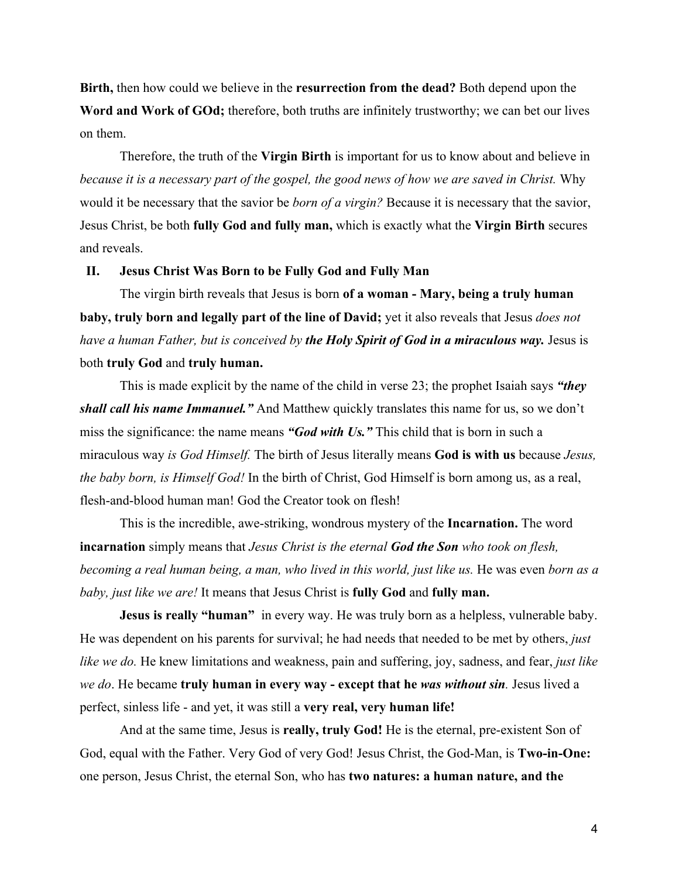**Birth,** then how could we believe in the **resurrection from the dead?** Both depend upon the **Word and Work of GOd;** therefore, both truths are infinitely trustworthy; we can bet our lives on them.

Therefore, the truth of the **Virgin Birth** is important for us to know about and believe in *because it is a necessary part of the gospel, the good news of how we are saved in Christ.* Why would it be necessary that the savior be *born of a virgin?* Because it is necessary that the savior, Jesus Christ, be both **fully God and fully man,** which is exactly what the **Virgin Birth** secures and reveals.

## II. Jesus Christ Was Born to be Fully God and Fully Man

The virgin birth reveals that Jesus is born **of a woman - Mary, being a truly human baby, truly born and legally part of the line of David;** yet it also reveals that Jesus *does not have a human Father, but is conceived by* ***the Holy Spirit of God in a miraculous way.*** Jesus is both **truly God** and **truly human.**

This is made explicit by the name of the child in verse 23; the prophet Isaiah says ***"they shall call his name Immanuel."*** And Matthew quickly translates this name for us, so we don't miss the significance: the name means ***"God with Us."*** This child that is born in such a miraculous way *is God Himself.* The birth of Jesus literally means **God is with us** because *Jesus, the baby born, is Himself God!* In the birth of Christ, God Himself is born among us, as a real, flesh-and-blood human man! God the Creator took on flesh!

This is the incredible, awe-striking, wondrous mystery of the **Incarnation.** The word **incarnation** simply means that *Jesus Christ is the eternal* ***God the Son*** *who took on flesh, becoming a real human being, a man, who lived in this world, just like us.* He was even *born as a baby, just like we are!* It means that Jesus Christ is **fully God** and **fully man.**

**Jesus is really "human"** in every way. He was truly born as a helpless, vulnerable baby. He was dependent on his parents for survival; he had needs that needed to be met by others, *just like we do.* He knew limitations and weakness, pain and suffering, joy, sadness, and fear, *just like we do*. He became **truly human in every way - except that he** ***was without sin.*** Jesus lived a perfect, sinless life - and yet, it was still a **very real, very human life!**

And at the same time, Jesus is **really, truly God!** He is the eternal, pre-existent Son of God, equal with the Father. Very God of very God! Jesus Christ, the God-Man, is **Two-in-One:** one person, Jesus Christ, the eternal Son, who has **two natures: a human nature, and the**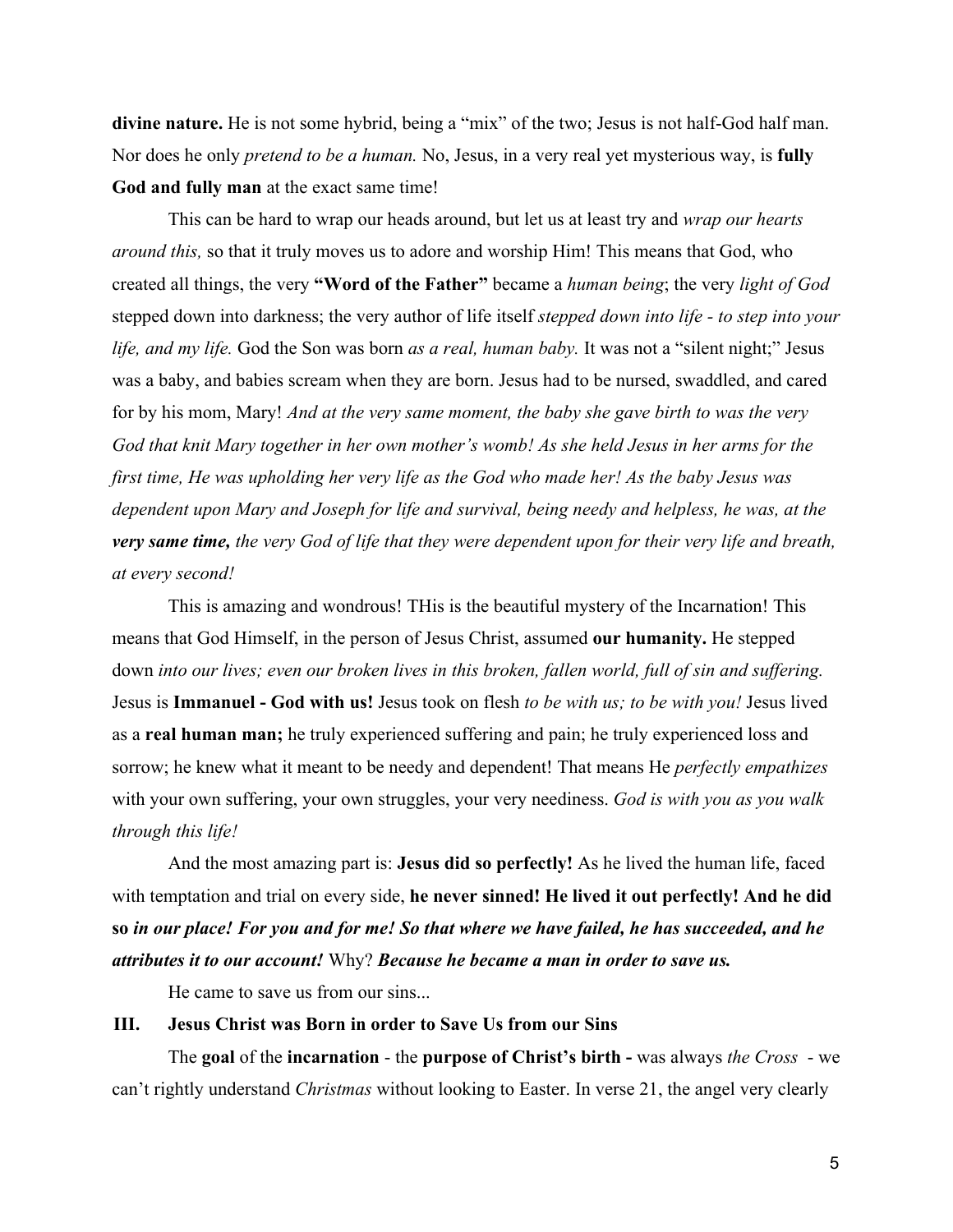**divine nature.** He is not some hybrid, being a "mix" of the two; Jesus is not half-God half man. Nor does he only *pretend to be a human.* No, Jesus, in a very real yet mysterious way, is **fully God and fully man** at the exact same time!

This can be hard to wrap our heads around, but let us at least try and *wrap our hearts around this,* so that it truly moves us to adore and worship Him! This means that God, who created all things, the very **"Word of the Father"** became a *human being*; the very *light of God* stepped down into darkness; the very author of life itself *stepped down into life - to step into your life, and my life.* God the Son was born *as a real, human baby.* It was not a "silent night;" Jesus was a baby, and babies scream when they are born. Jesus had to be nursed, swaddled, and cared for by his mom, Mary! *And at the very same moment, the baby she gave birth to was the very God that knit Mary together in her own mother's womb! As she held Jesus in her arms for the first time, He was upholding her very life as the God who made her! As the baby Jesus was dependent upon Mary and Joseph for life and survival, being needy and helpless, he was, at the* ***very same time,*** *the very God of life that they were dependent upon for their very life and breath, at every second!*

This is amazing and wondrous! THis is the beautiful mystery of the Incarnation! This means that God Himself, in the person of Jesus Christ, assumed **our humanity.** He stepped down *into our lives; even our broken lives in this broken, fallen world, full of sin and suffering.* Jesus is **Immanuel - God with us!** Jesus took on flesh *to be with us; to be with you!* Jesus lived as a **real human man;** he truly experienced suffering and pain; he truly experienced loss and sorrow; he knew what it meant to be needy and dependent! That means He *perfectly empathizes* with your own suffering, your own struggles, your very neediness. *God is with you as you walk through this life!*

And the most amazing part is: **Jesus did so perfectly!** As he lived the human life, faced with temptation and trial on every side, **he never sinned! He lived it out perfectly! And he did so** ***in our place! For you and for me! So that where we have failed, he has succeeded, and he attributes it to our account!*** Why? ***Because he became a man in order to save us.***

He came to save us from our sins...

## III. Jesus Christ was Born in order to Save Us from our Sins

The **goal** of the **incarnation** - the **purpose of Christ's birth -** was always *the Cross* - we can't rightly understand *Christmas* without looking to Easter. In verse 21, the angel very clearly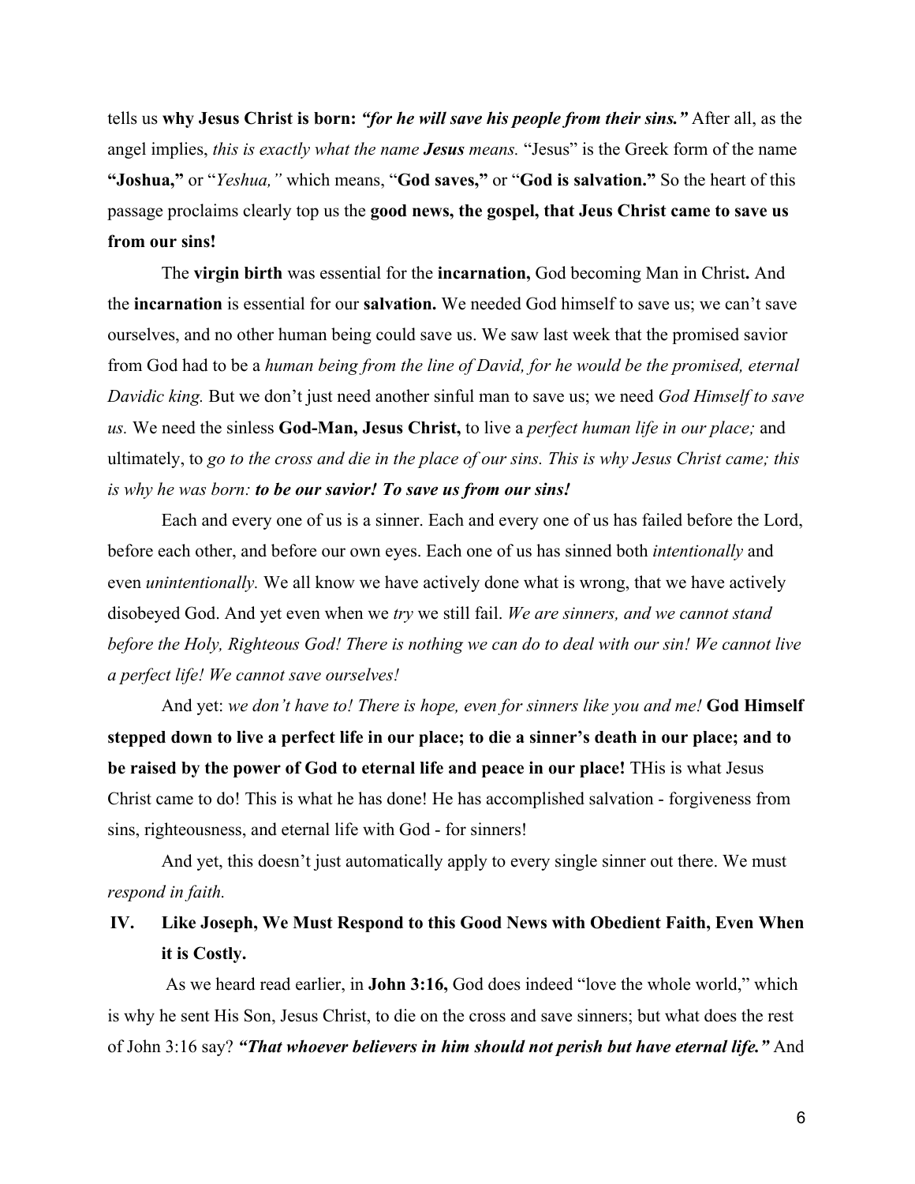tells us **why Jesus Christ is born:** ***"for he will save his people from their sins."*** After all, as the angel implies, *this is exactly what the name* ***Jesus*** *means.* "Jesus" is the Greek form of the name **"Joshua,"** or "*Yeshua,"* which means, "**God saves,"** or "**God is salvation."** So the heart of this passage proclaims clearly top us the **good news, the gospel, that Jeus Christ came to save us from our sins!**

The **virgin birth** was essential for the **incarnation,** God becoming Man in Christ**.** And the **incarnation** is essential for our **salvation.** We needed God himself to save us; we can't save ourselves, and no other human being could save us. We saw last week that the promised savior from God had to be a *human being from the line of David, for he would be the promised, eternal Davidic king.* But we don't just need another sinful man to save us; we need *God Himself to save us.* We need the sinless **God-Man, Jesus Christ,** to live a *perfect human life in our place;* and ultimately, to *go to the cross and die in the place of our sins. This is why Jesus Christ came; this is why he was born:* ***to be our savior! To save us from our sins!***

Each and every one of us is a sinner. Each and every one of us has failed before the Lord, before each other, and before our own eyes. Each one of us has sinned both *intentionally* and even *unintentionally.* We all know we have actively done what is wrong, that we have actively disobeyed God. And yet even when we *try* we still fail. *We are sinners, and we cannot stand before the Holy, Righteous God! There is nothing we can do to deal with our sin! We cannot live a perfect life! We cannot save ourselves!*

And yet: *we don't have to! There is hope, even for sinners like you and me!* **God Himself stepped down to live a perfect life in our place; to die a sinner's death in our place; and to be raised by the power of God to eternal life and peace in our place!** THis is what Jesus Christ came to do! This is what he has done! He has accomplished salvation - forgiveness from sins, righteousness, and eternal life with God - for sinners!

And yet, this doesn't just automatically apply to every single sinner out there. We must *respond in faith.*

## IV. Like Joseph, We Must Respond to this Good News with Obedient Faith, Even When it is Costly.

As we heard read earlier, in **John 3:16,** God does indeed "love the whole world," which is why he sent His Son, Jesus Christ, to die on the cross and save sinners; but what does the rest of John 3:16 say? ***"That whoever believers in him should not perish but have eternal life."*** And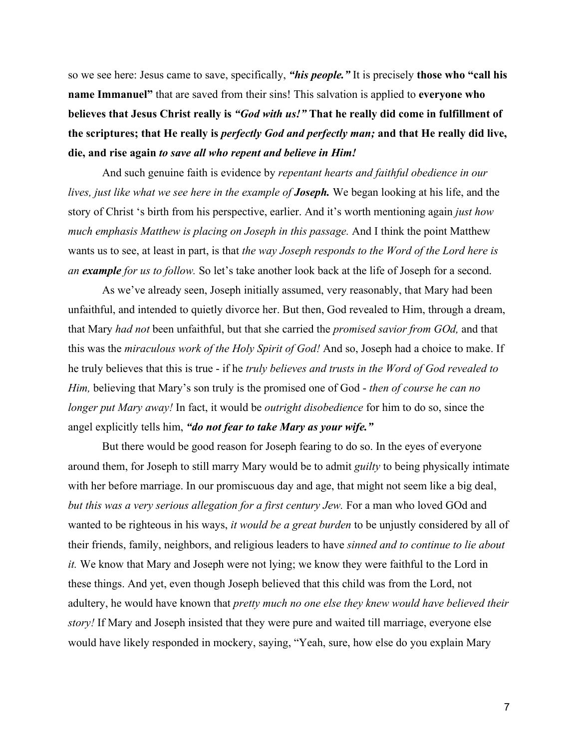so we see here: Jesus came to save, specifically, ***"his people."*** It is precisely **those who "call his name Immanuel"** that are saved from their sins! This salvation is applied to **everyone who believes that Jesus Christ really is *"God with us!"* That he really did come in fulfillment of the scriptures; that He really is *perfectly God and perfectly man;* and that He really did live, die, and rise again *to save all who repent and believe in Him!***

And such genuine faith is evidence by *repentant hearts and faithful obedience in our lives, just like what we see here in the example of **Joseph.*** We began looking at his life, and the story of Christ 's birth from his perspective, earlier. And it's worth mentioning again *just how much emphasis Matthew is placing on Joseph in this passage.* And I think the point Matthew wants us to see, at least in part, is that *the way Joseph responds to the Word of the Lord here is an **example** for us to follow.* So let's take another look back at the life of Joseph for a second.

As we've already seen, Joseph initially assumed, very reasonably, that Mary had been unfaithful, and intended to quietly divorce her. But then, God revealed to Him, through a dream, that Mary *had not* been unfaithful, but that she carried the *promised savior from GOd,* and that this was the *miraculous work of the Holy Spirit of God!* And so, Joseph had a choice to make. If he truly believes that this is true - if he *truly believes and trusts in the Word of God revealed to Him,* believing that Mary's son truly is the promised one of God - *then of course he can no longer put Mary away!* In fact, it would be *outright disobedience* for him to do so, since the angel explicitly tells him, ***"do not fear to take Mary as your wife."***

But there would be good reason for Joseph fearing to do so. In the eyes of everyone around them, for Joseph to still marry Mary would be to admit *guilty* to being physically intimate with her before marriage. In our promiscuous day and age, that might not seem like a big deal, *but this was a very serious allegation for a first century Jew.* For a man who loved GOd and wanted to be righteous in his ways, *it would be a great burden* to be unjustly considered by all of their friends, family, neighbors, and religious leaders to have *sinned and to continue to lie about it.* We know that Mary and Joseph were not lying; we know they were faithful to the Lord in these things. And yet, even though Joseph believed that this child was from the Lord, not adultery, he would have known that *pretty much no one else they knew would have believed their story!* If Mary and Joseph insisted that they were pure and waited till marriage, everyone else would have likely responded in mockery, saying, "Yeah, sure, how else do you explain Mary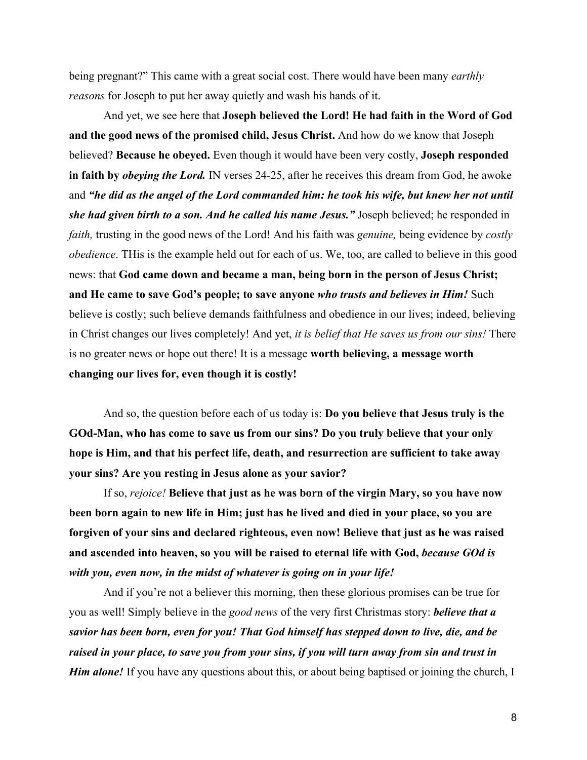being pregnant?" This came with a great social cost. There would have been many *earthly reasons* for Joseph to put her away quietly and wash his hands of it.

And yet, we see here that **Joseph believed the Lord! He had faith in the Word of God and the good news of the promised child, Jesus Christ.** And how do we know that Joseph believed? **Because he obeyed.** Even though it would have been very costly, **Joseph responded in faith by *obeying the Lord.*** IN verses 24-25, after he receives this dream from God, he awoke and ***"he did as the angel of the Lord commanded him: he took his wife, but knew her not until she had given birth to a son. And he called his name Jesus."*** Joseph believed; he responded in *faith,* trusting in the good news of the Lord! And his faith was *genuine,* being evidence by *costly obedience*. THis is the example held out for each of us. We, too, are called to believe in this good news: that **God came down and became a man, being born in the person of Jesus Christ; and He came to save God's people; to save anyone *who trusts and believes in Him!*** Such believe is costly; such believe demands faithfulness and obedience in our lives; indeed, believing in Christ changes our lives completely! And yet, *it is belief that He saves us from our sins!* There is no greater news or hope out there! It is a message **worth believing, a message worth changing our lives for, even though it is costly!**

And so, the question before each of us today is: **Do you believe that Jesus truly is the GOd-Man, who has come to save us from our sins? Do you truly believe that your only hope is Him, and that his perfect life, death, and resurrection are sufficient to take away your sins? Are you resting in Jesus alone as your savior?**

If so, *rejoice!* **Believe that just as he was born of the virgin Mary, so you have now been born again to new life in Him; just has he lived and died in your place, so you are forgiven of your sins and declared righteous, even now! Believe that just as he was raised and ascended into heaven, so you will be raised to eternal life with God, *because GOd is with you, even now, in the midst of whatever is going on in your life!***

And if you're not a believer this morning, then these glorious promises can be true for you as well! Simply believe in the *good news* of the very first Christmas story: ***believe that a savior has been born, even for you! That God himself has stepped down to live, die, and be raised in your place, to save you from your sins, if you will turn away from sin and trust in Him alone!*** If you have any questions about this, or about being baptised or joining the church, I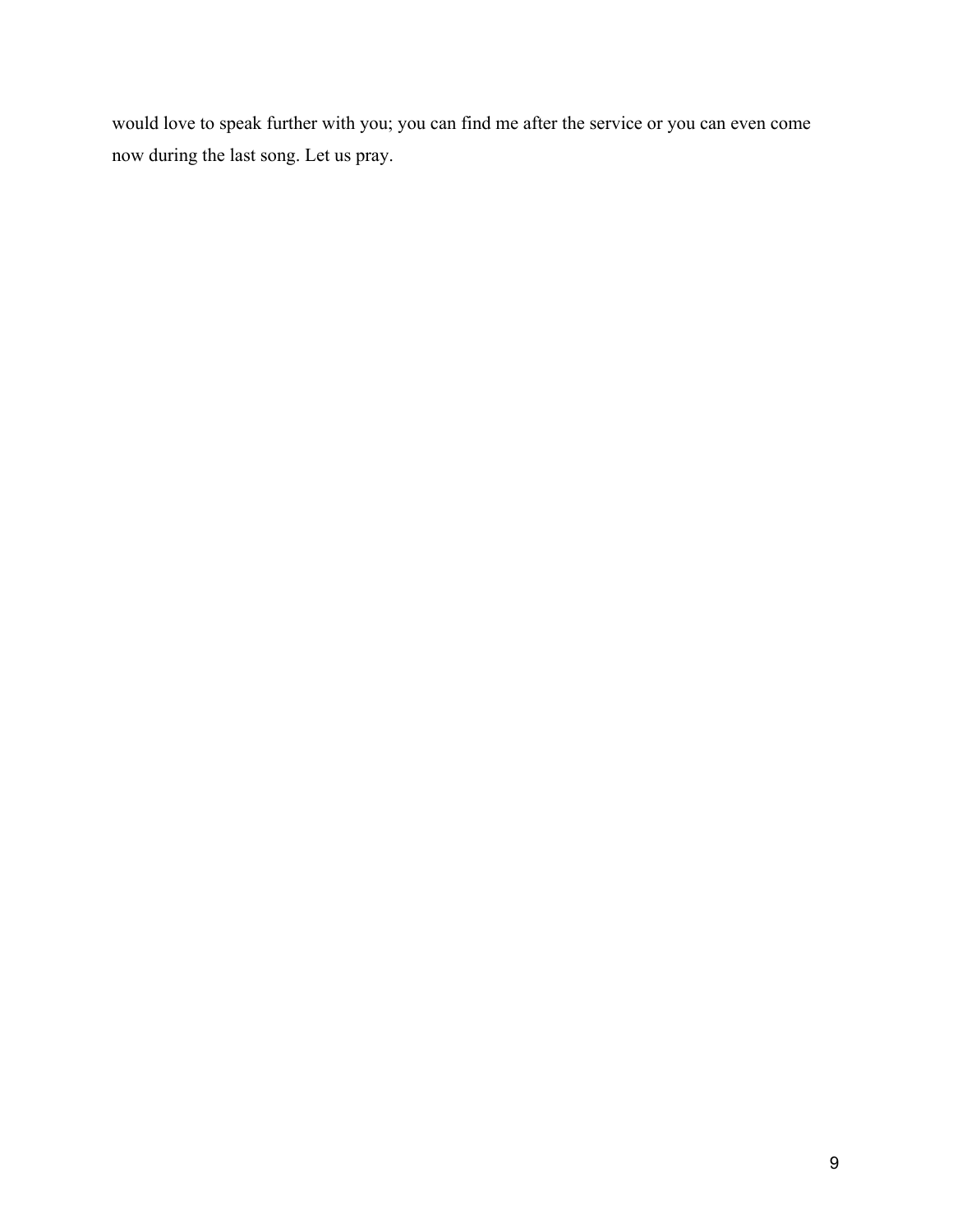would love to speak further with you; you can find me after the service or you can even come now during the last song. Let us pray.